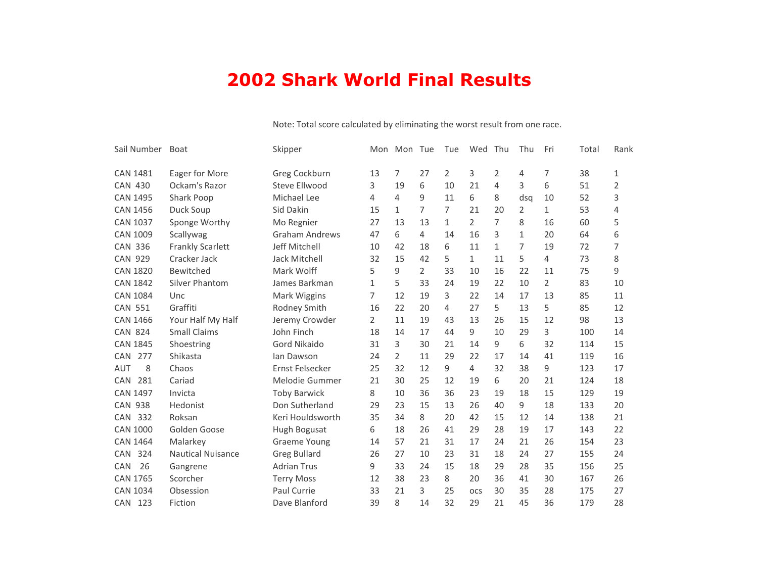# 2002 Shark World Final Results

Note: Total score calculated by eliminating the worst result from one race.

| Sail Number | Boat | Skipper | Mon | Mon | Tue | Tue | Wed | Thu | Thu | Fri | Total | Rank |
|---|---|---|---|---|---|---|---|---|---|---|---|---|
| CAN 1481 | Eager for More | Greg Cockburn | 13 | 7 | 27 | 2 | 3 | 2 | 4 | 7 | 38 | 1 |
| CAN 430 | Ockam's Razor | Steve Ellwood | 3 | 19 | 6 | 10 | 21 | 4 | 3 | 6 | 51 | 2 |
| CAN 1495 | Shark Poop | Michael Lee | 4 | 4 | 9 | 11 | 6 | 8 | dsq | 10 | 52 | 3 |
| CAN 1456 | Duck Soup | Sid Dakin | 15 | 1 | 7 | 7 | 21 | 20 | 2 | 1 | 53 | 4 |
| CAN 1037 | Sponge Worthy | Mo Regnier | 27 | 13 | 13 | 1 | 2 | 7 | 8 | 16 | 60 | 5 |
| CAN 1009 | Scallywag | Graham Andrews | 47 | 6 | 4 | 14 | 16 | 3 | 1 | 20 | 64 | 6 |
| CAN 336 | Frankly Scarlett | Jeff Mitchell | 10 | 42 | 18 | 6 | 11 | 1 | 7 | 19 | 72 | 7 |
| CAN 929 | Cracker Jack | Jack Mitchell | 32 | 15 | 42 | 5 | 1 | 11 | 5 | 4 | 73 | 8 |
| CAN 1820 | Bewitched | Mark Wolff | 5 | 9 | 2 | 33 | 10 | 16 | 22 | 11 | 75 | 9 |
| CAN 1842 | Silver Phantom | James Barkman | 1 | 5 | 33 | 24 | 19 | 22 | 10 | 2 | 83 | 10 |
| CAN 1084 | Unc | Mark Wiggins | 7 | 12 | 19 | 3 | 22 | 14 | 17 | 13 | 85 | 11 |
| CAN 551 | Graffiti | Rodney Smith | 16 | 22 | 20 | 4 | 27 | 5 | 13 | 5 | 85 | 12 |
| CAN 1466 | Your Half My Half | Jeremy Crowder | 2 | 11 | 19 | 43 | 13 | 26 | 15 | 12 | 98 | 13 |
| CAN 824 | Small Claims | John Finch | 18 | 14 | 17 | 44 | 9 | 10 | 29 | 3 | 100 | 14 |
| CAN 1845 | Shoestring | Gord Nikaido | 31 | 3 | 30 | 21 | 14 | 9 | 6 | 32 | 114 | 15 |
| CAN 277 | Shikasta | Ian Dawson | 24 | 2 | 11 | 29 | 22 | 17 | 14 | 41 | 119 | 16 |
| AUT 8 | Chaos | Ernst Felsecker | 25 | 32 | 12 | 9 | 4 | 32 | 38 | 9 | 123 | 17 |
| CAN 281 | Cariad | Melodie Gummer | 21 | 30 | 25 | 12 | 19 | 6 | 20 | 21 | 124 | 18 |
| CAN 1497 | Invicta | Toby Barwick | 8 | 10 | 36 | 36 | 23 | 19 | 18 | 15 | 129 | 19 |
| CAN 938 | Hedonist | Don Sutherland | 29 | 23 | 15 | 13 | 26 | 40 | 9 | 18 | 133 | 20 |
| CAN 332 | Roksan | Keri Houldsworth | 35 | 34 | 8 | 20 | 42 | 15 | 12 | 14 | 138 | 21 |
| CAN 1000 | Golden Goose | Hugh Bogusat | 6 | 18 | 26 | 41 | 29 | 28 | 19 | 17 | 143 | 22 |
| CAN 1464 | Malarkey | Graeme Young | 14 | 57 | 21 | 31 | 17 | 24 | 21 | 26 | 154 | 23 |
| CAN 324 | Nautical Nuisance | Greg Bullard | 26 | 27 | 10 | 23 | 31 | 18 | 24 | 27 | 155 | 24 |
| CAN 26 | Gangrene | Adrian Trus | 9 | 33 | 24 | 15 | 18 | 29 | 28 | 35 | 156 | 25 |
| CAN 1765 | Scorcher | Terry Moss | 12 | 38 | 23 | 8 | 20 | 36 | 41 | 30 | 167 | 26 |
| CAN 1034 | Obsession | Paul Currie | 33 | 21 | 3 | 25 | ocs | 30 | 35 | 28 | 175 | 27 |
| CAN 123 | Fiction | Dave Blanford | 39 | 8 | 14 | 32 | 29 | 21 | 45 | 36 | 179 | 28 |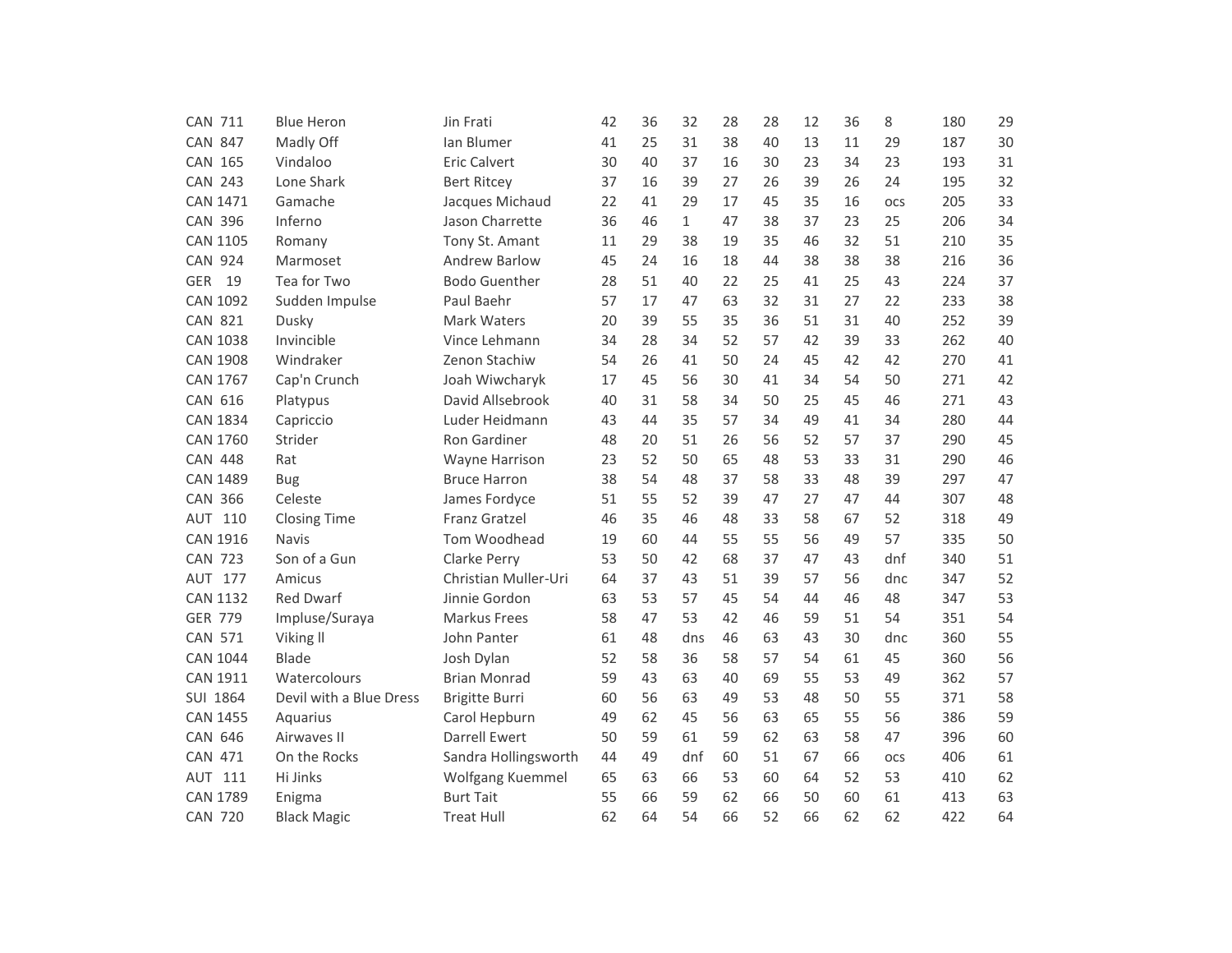| | | | | | | | | | | | | |
|---|---|---|---|---|---|---|---|---|---|---|---|---|
| CAN 711 | Blue Heron | Jin Frati | 42 | 36 | 32 | 28 | 28 | 12 | 36 | 8 | 180 | 29 |
| CAN 847 | Madly Off | Ian Blumer | 41 | 25 | 31 | 38 | 40 | 13 | 11 | 29 | 187 | 30 |
| CAN 165 | Vindaloo | Eric Calvert | 30 | 40 | 37 | 16 | 30 | 23 | 34 | 23 | 193 | 31 |
| CAN 243 | Lone Shark | Bert Ritcey | 37 | 16 | 39 | 27 | 26 | 39 | 26 | 24 | 195 | 32 |
| CAN 1471 | Gamache | Jacques Michaud | 22 | 41 | 29 | 17 | 45 | 35 | 16 | ocs | 205 | 33 |
| CAN 396 | Inferno | Jason Charrette | 36 | 46 | 1 | 47 | 38 | 37 | 23 | 25 | 206 | 34 |
| CAN 1105 | Romany | Tony St. Amant | 11 | 29 | 38 | 19 | 35 | 46 | 32 | 51 | 210 | 35 |
| CAN 924 | Marmoset | Andrew Barlow | 45 | 24 | 16 | 18 | 44 | 38 | 38 | 38 | 216 | 36 |
| GER 19 | Tea for Two | Bodo Guenther | 28 | 51 | 40 | 22 | 25 | 41 | 25 | 43 | 224 | 37 |
| CAN 1092 | Sudden Impulse | Paul Baehr | 57 | 17 | 47 | 63 | 32 | 31 | 27 | 22 | 233 | 38 |
| CAN 821 | Dusky | Mark Waters | 20 | 39 | 55 | 35 | 36 | 51 | 31 | 40 | 252 | 39 |
| CAN 1038 | Invincible | Vince Lehmann | 34 | 28 | 34 | 52 | 57 | 42 | 39 | 33 | 262 | 40 |
| CAN 1908 | Windraker | Zenon Stachiw | 54 | 26 | 41 | 50 | 24 | 45 | 42 | 42 | 270 | 41 |
| CAN 1767 | Cap'n Crunch | Joah Wiwcharyk | 17 | 45 | 56 | 30 | 41 | 34 | 54 | 50 | 271 | 42 |
| CAN 616 | Platypus | David Allsebrook | 40 | 31 | 58 | 34 | 50 | 25 | 45 | 46 | 271 | 43 |
| CAN 1834 | Capriccio | Luder Heidmann | 43 | 44 | 35 | 57 | 34 | 49 | 41 | 34 | 280 | 44 |
| CAN 1760 | Strider | Ron Gardiner | 48 | 20 | 51 | 26 | 56 | 52 | 57 | 37 | 290 | 45 |
| CAN 448 | Rat | Wayne Harrison | 23 | 52 | 50 | 65 | 48 | 53 | 33 | 31 | 290 | 46 |
| CAN 1489 | Bug | Bruce Harron | 38 | 54 | 48 | 37 | 58 | 33 | 48 | 39 | 297 | 47 |
| CAN 366 | Celeste | James Fordyce | 51 | 55 | 52 | 39 | 47 | 27 | 47 | 44 | 307 | 48 |
| AUT 110 | Closing Time | Franz Gratzel | 46 | 35 | 46 | 48 | 33 | 58 | 67 | 52 | 318 | 49 |
| CAN 1916 | Navis | Tom Woodhead | 19 | 60 | 44 | 55 | 55 | 56 | 49 | 57 | 335 | 50 |
| CAN 723 | Son of a Gun | Clarke Perry | 53 | 50 | 42 | 68 | 37 | 47 | 43 | dnf | 340 | 51 |
| AUT 177 | Amicus | Christian Muller-Uri | 64 | 37 | 43 | 51 | 39 | 57 | 56 | dnc | 347 | 52 |
| CAN 1132 | Red Dwarf | Jinnie Gordon | 63 | 53 | 57 | 45 | 54 | 44 | 46 | 48 | 347 | 53 |
| GER 779 | Impluse/Suraya | Markus Frees | 58 | 47 | 53 | 42 | 46 | 59 | 51 | 54 | 351 | 54 |
| CAN 571 | Viking ll | John Panter | 61 | 48 | dns | 46 | 63 | 43 | 30 | dnc | 360 | 55 |
| CAN 1044 | Blade | Josh Dylan | 52 | 58 | 36 | 58 | 57 | 54 | 61 | 45 | 360 | 56 |
| CAN 1911 | Watercolours | Brian Monrad | 59 | 43 | 63 | 40 | 69 | 55 | 53 | 49 | 362 | 57 |
| SUI 1864 | Devil with a Blue Dress | Brigitte Burri | 60 | 56 | 63 | 49 | 53 | 48 | 50 | 55 | 371 | 58 |
| CAN 1455 | Aquarius | Carol Hepburn | 49 | 62 | 45 | 56 | 63 | 65 | 55 | 56 | 386 | 59 |
| CAN 646 | Airwaves II | Darrell Ewert | 50 | 59 | 61 | 59 | 62 | 63 | 58 | 47 | 396 | 60 |
| CAN 471 | On the Rocks | Sandra Hollingsworth | 44 | 49 | dnf | 60 | 51 | 67 | 66 | ocs | 406 | 61 |
| AUT 111 | Hi Jinks | Wolfgang Kuemmel | 65 | 63 | 66 | 53 | 60 | 64 | 52 | 53 | 410 | 62 |
| CAN 1789 | Enigma | Burt Tait | 55 | 66 | 59 | 62 | 66 | 50 | 60 | 61 | 413 | 63 |
| CAN 720 | Black Magic | Treat Hull | 62 | 64 | 54 | 66 | 52 | 66 | 62 | 62 | 422 | 64 |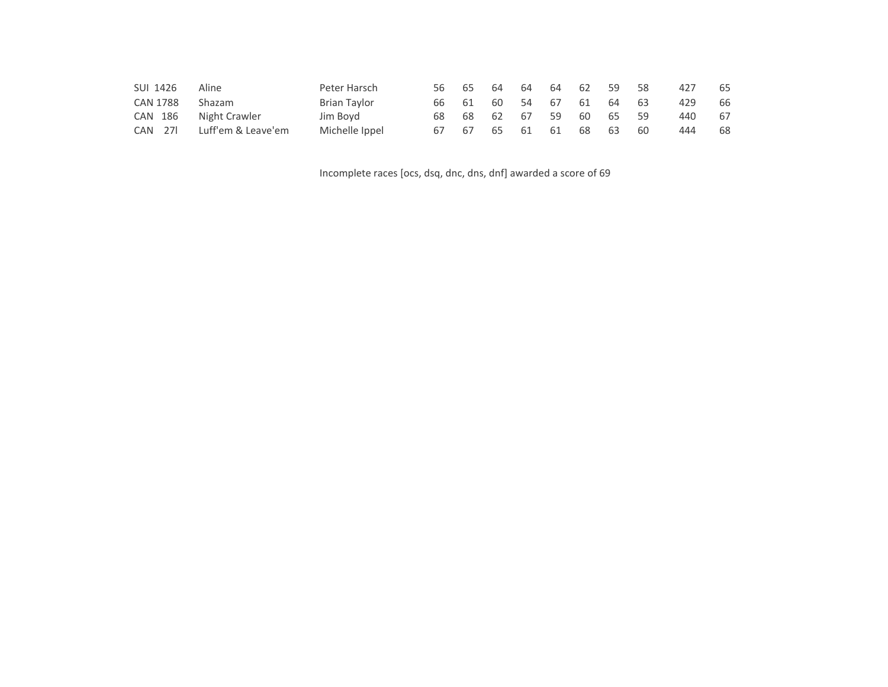| | | | | | | | | | | | | | |
|---|---|---|---|---|---|---|---|---|---|---|---|---|---|
| SUI 1426 | Aline | Peter Harsch | 56 | 65 | 64 | 64 | 64 | 62 | 59 | 58 | | 427 | 65 |
| CAN 1788 | Shazam | Brian Taylor | 66 | 61 | 60 | 54 | 67 | 61 | 64 | 63 | | 429 | 66 |
| CAN 186 | Night Crawler | Jim Boyd | 68 | 68 | 62 | 67 | 59 | 60 | 65 | 59 | | 440 | 67 |
| CAN 27l | Luff'em & Leave'em | Michelle Ippel | 67 | 67 | 65 | 61 | 61 | 68 | 63 | 60 | | 444 | 68 |

Incomplete races [ocs, dsq, dnc, dns, dnf] awarded a score of 69